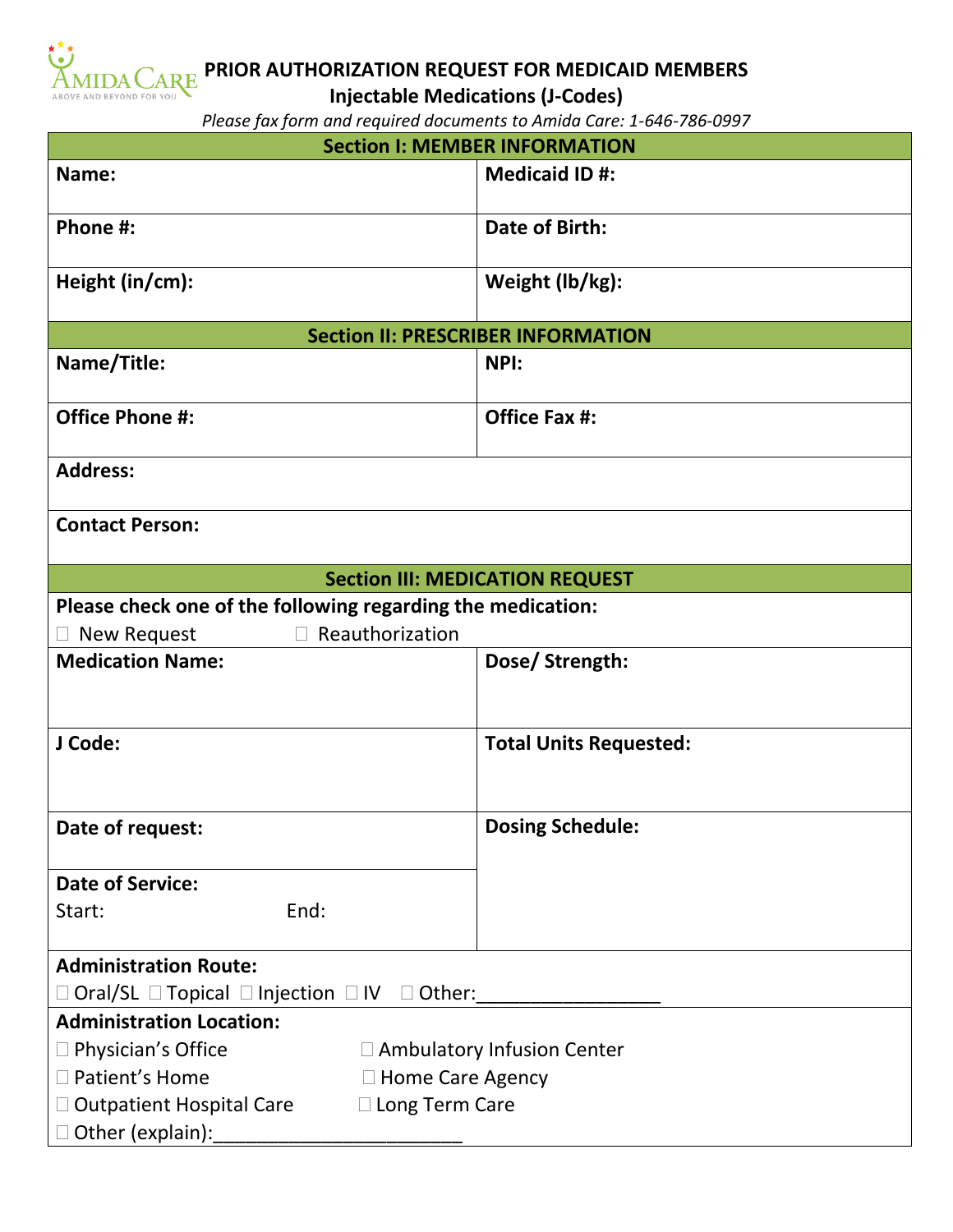AMIDA CARE
ABOVE AND BEYOND FOR YOU

# PRIOR AUTHORIZATION REQUEST FOR MEDICAID MEMBERS

## Injectable Medications (J-Codes)

*Please fax form and required documents to Amida Care: 1-646-786-0997*

| **Section I: MEMBER INFORMATION** | |
|---|---|
| **Name:** | **Medicaid ID #:** |
| **Phone #:** | **Date of Birth:** |
| **Height (in/cm):** | **Weight (lb/kg):** |

| **Section II: PRESCRIBER INFORMATION** | |
|---|---|
| **Name/Title:** | **NPI:** |
| **Office Phone #:** | **Office Fax #:** |
| **Address:** | |
| **Contact Person:** | |

| **Section III: MEDICATION REQUEST** | |
|---|---|
| **Please check one of the following regarding the medication:** ☐ New Request ☐ Reauthorization | |
| **Medication Name:** | **Dose/ Strength:** |
| **J Code:** | **Total Units Requested:** |
| **Date of request:** | **Dosing Schedule:** |
| **Date of Service:** Start: End: | |
| **Administration Route:** ☐ Oral/SL ☐ Topical ☐ Injection ☐ IV ☐ Other:_________________ | |
| **Administration Location:** ☐ Physician's Office ☐ Ambulatory Infusion Center ☐ Patient's Home ☐ Home Care Agency ☐ Outpatient Hospital Care ☐ Long Term Care ☐ Other (explain):________________________ | |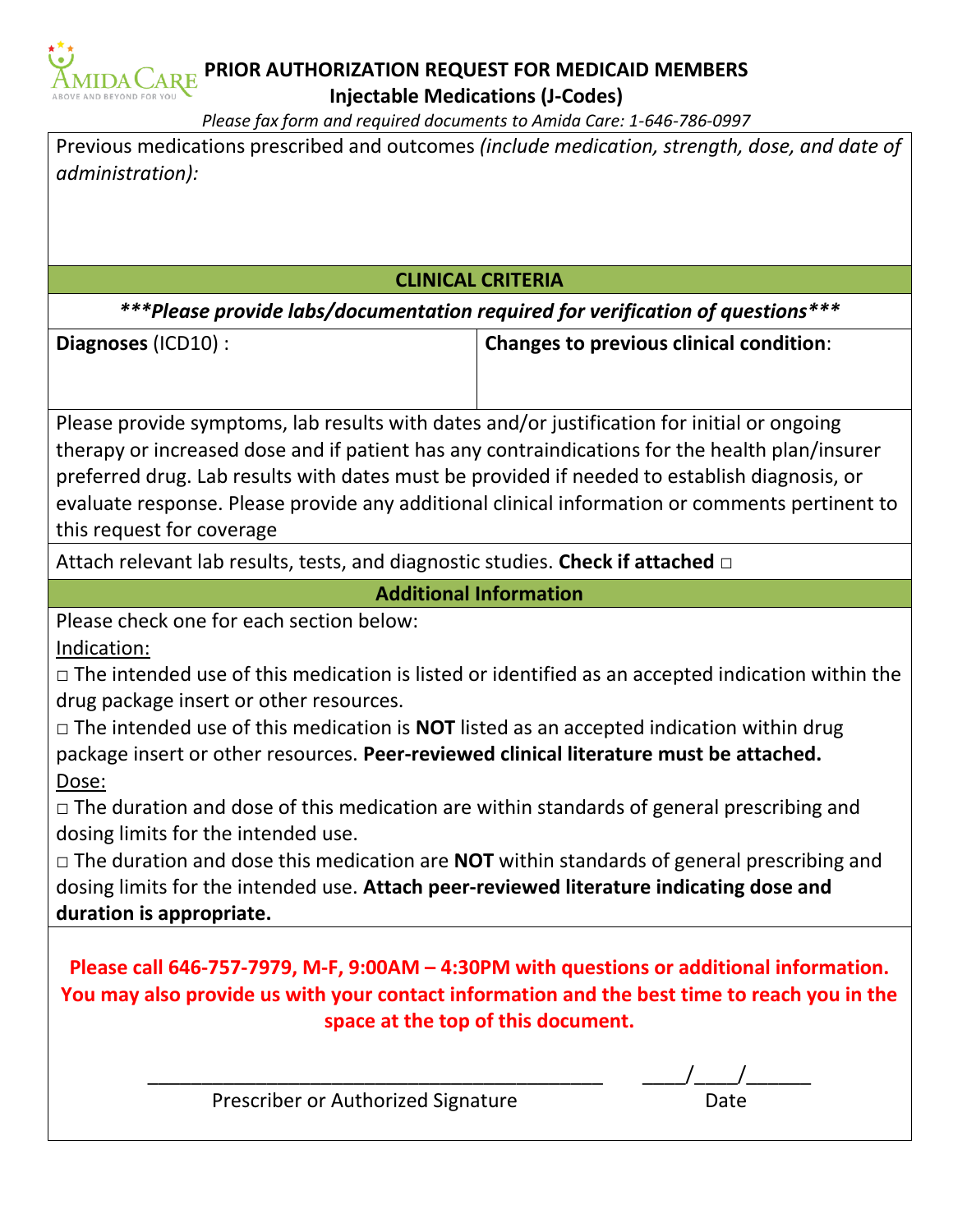**PRIOR AUTHORIZATION REQUEST FOR MEDICAID MEMBERS**

**Injectable Medications (J-Codes)**

*Please fax form and required documents to Amida Care: 1-646-786-0997*

Previous medications prescribed and outcomes *(include medication, strength, dose, and date of administration):*

## CLINICAL CRITERIA

***\*\*\*Please provide labs/documentation required for verification of questions\*\*\****

| **Diagnoses** (ICD10) : | **Changes to previous clinical condition**: |
|---|---|
| | |

Please provide symptoms, lab results with dates and/or justification for initial or ongoing therapy or increased dose and if patient has any contraindications for the health plan/insurer preferred drug. Lab results with dates must be provided if needed to establish diagnosis, or evaluate response. Please provide any additional clinical information or comments pertinent to this request for coverage

Attach relevant lab results, tests, and diagnostic studies. **Check if attached** □

## Additional Information

Please check one for each section below:

Indication:

□ The intended use of this medication is listed or identified as an accepted indication within the drug package insert or other resources.

□ The intended use of this medication is **NOT** listed as an accepted indication within drug package insert or other resources. **Peer-reviewed clinical literature must be attached.**

Dose:

□ The duration and dose of this medication are within standards of general prescribing and dosing limits for the intended use.

□ The duration and dose this medication are **NOT** within standards of general prescribing and dosing limits for the intended use. **Attach peer-reviewed literature indicating dose and duration is appropriate.**

**Please call 646-757-7979, M-F, 9:00AM – 4:30PM with questions or additional information. You may also provide us with your contact information and the best time to reach you in the space at the top of this document.**

_____________________________________________ &nbsp;&nbsp;&nbsp; ____/____/______

Prescriber or Authorized Signature &nbsp;&nbsp;&nbsp; Date